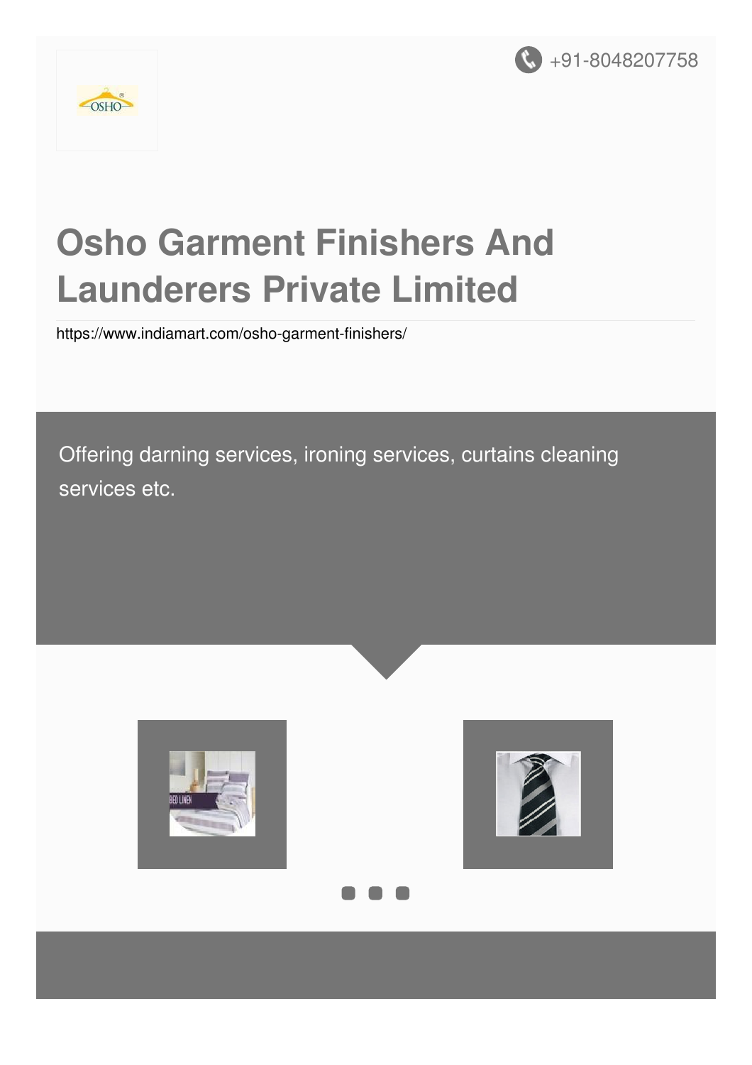+91-8048207758

# Osho Garment Finishers And Launderers Private Limited

https://www.indiamart.com/osho-garment-finishers/

Offering darning services, ironing services, curtains cleaning services etc.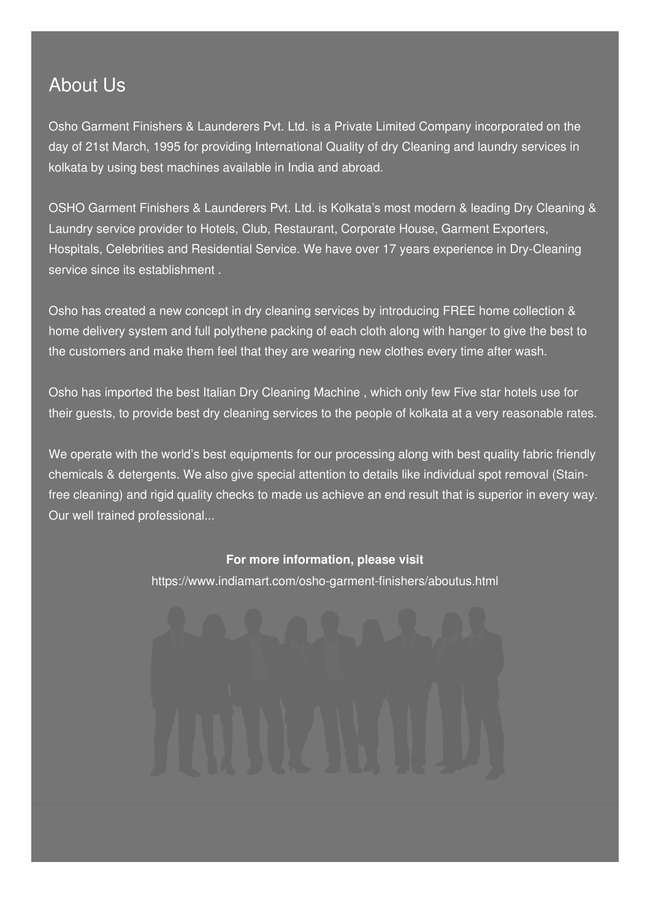## About Us

Osho Garment Finishers & Launderers Pvt. Ltd. is a Private Limited Company incorporated on the day of 21st March, 1995 for providing International Quality of dry Cleaning and laundry services in kolkata by using best machines available in India and abroad.

OSHO Garment Finishers & Launderers Pvt. Ltd. is Kolkata's most modern & leading Dry Cleaning & Laundry service provider to Hotels, Club, Restaurant, Corporate House, Garment Exporters, Hospitals, Celebrities and Residential Service. We have over 17 years experience in Dry-Cleaning service since its establishment .

Osho has created a new concept in dry cleaning services by introducing FREE home collection & home delivery system and full polythene packing of each cloth along with hanger to give the best to the customers and make them feel that they are wearing new clothes every time after wash.

Osho has imported the best Italian Dry Cleaning Machine , which only few Five star hotels use for their guests, to provide best dry cleaning services to the people of kolkata at a very reasonable rates.

We operate with the world's best equipments for our processing along with best quality fabric friendly chemicals & detergents. We also give special attention to details like individual spot removal (Stain-free cleaning) and rigid quality checks to made us achieve an end result that is superior in every way. Our well trained professional...

**For more information, please visit**

https://www.indiamart.com/osho-garment-finishers/aboutus.html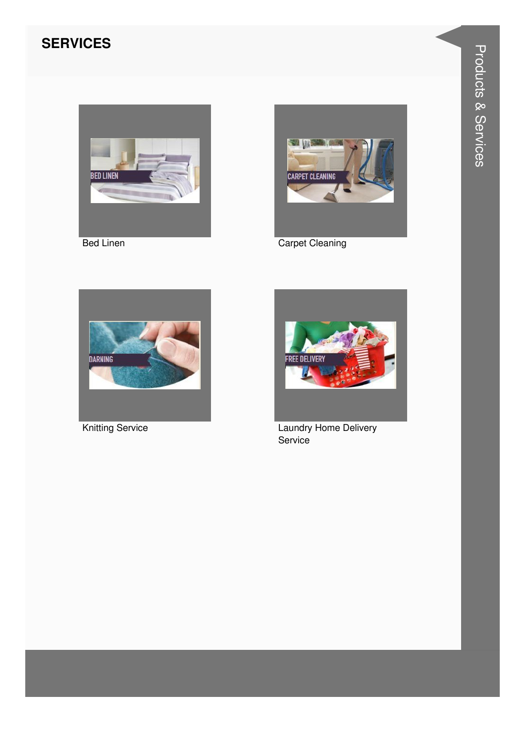## SERVICES

Bed Linen

Carpet Cleaning

Knitting Service

Laundry Home Delivery Service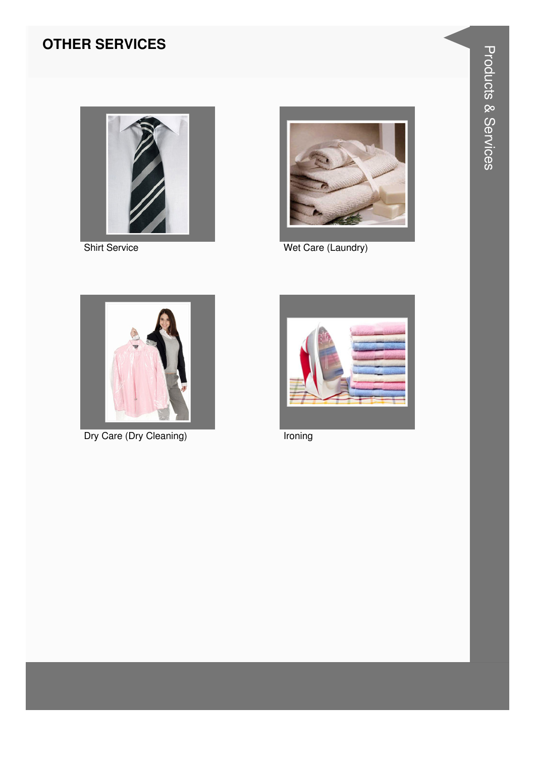## OTHER SERVICES

Shirt Service

Wet Care (Laundry)

Dry Care (Dry Cleaning)

Ironing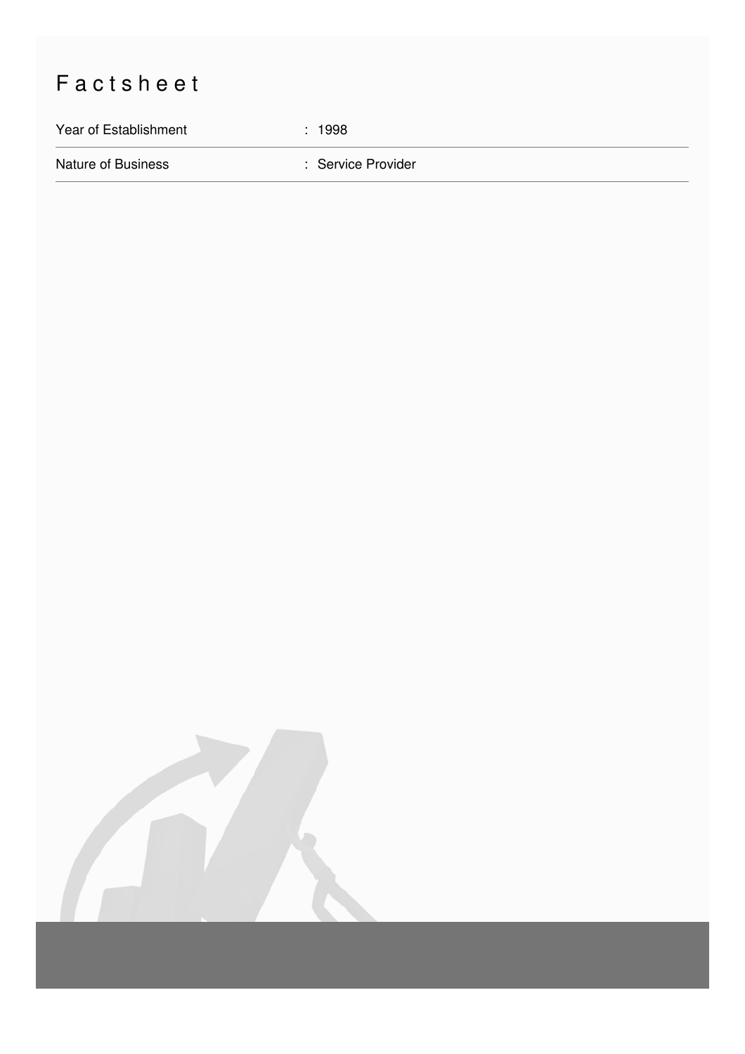# Factsheet

| Year of Establishment | : 1998 |
|---|---|
| Nature of Business | : Service Provider |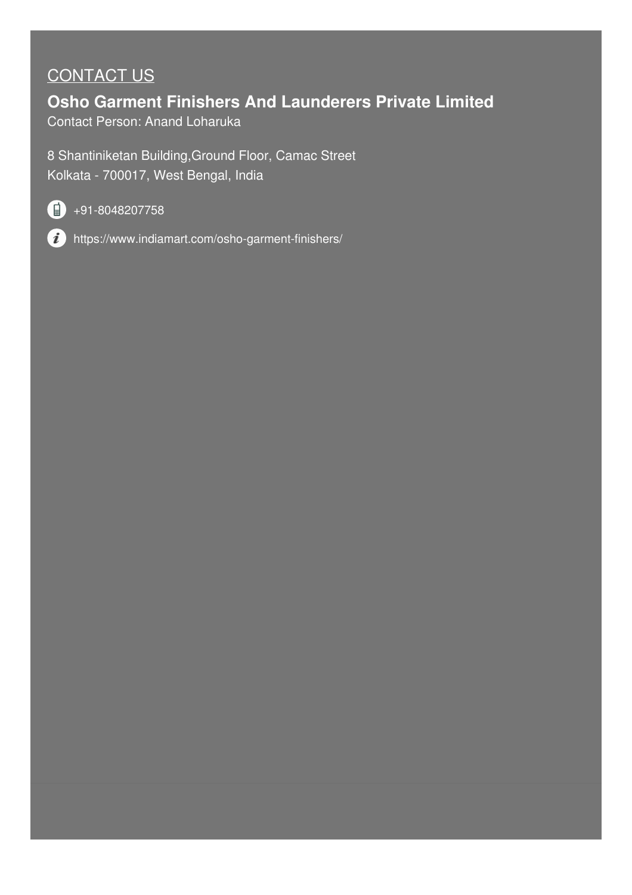## CONTACT US

### Osho Garment Finishers And Launderers Private Limited

Contact Person: Anand Loharuka

8 Shantiniketan Building,Ground Floor, Camac Street
Kolkata - 700017, West Bengal, India

+91-8048207758

https://www.indiamart.com/osho-garment-finishers/